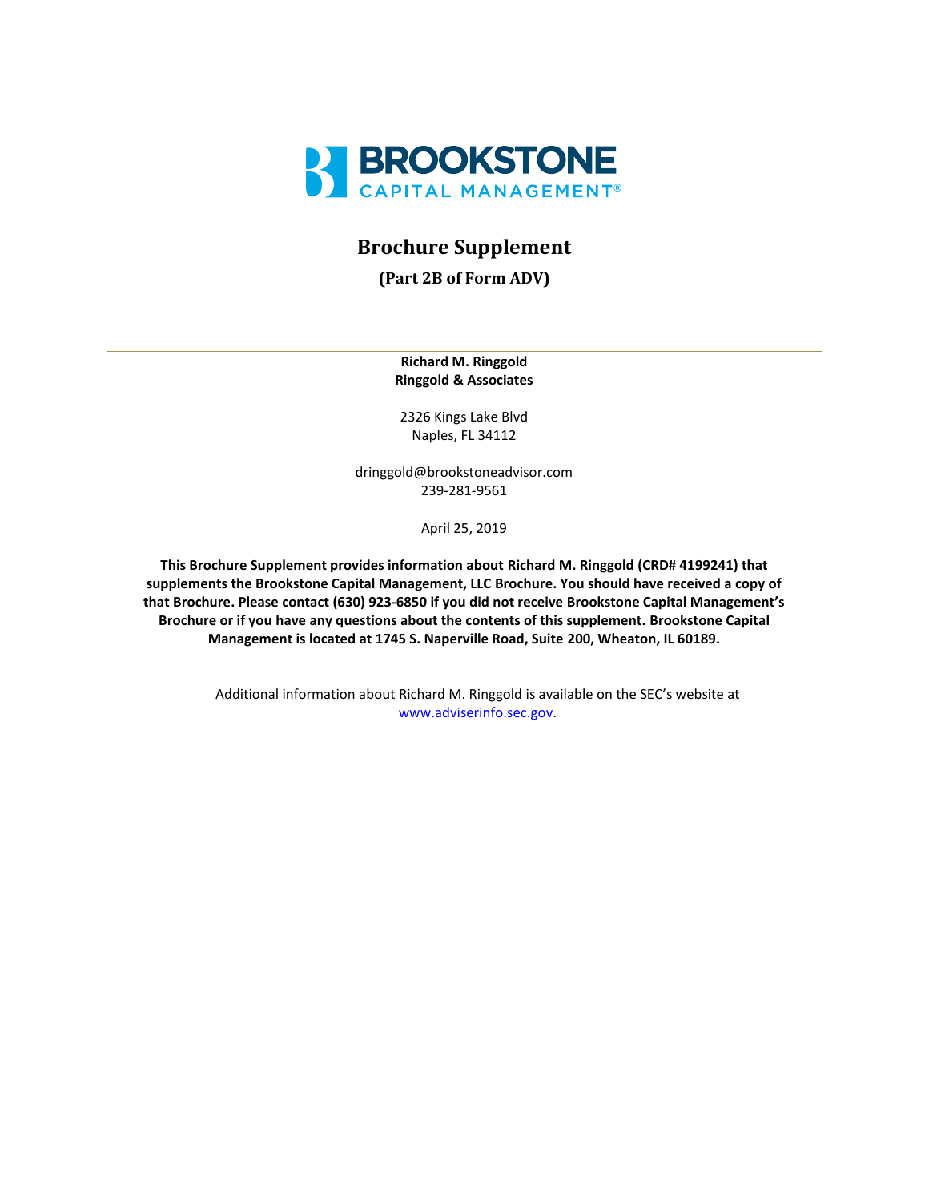BROOKSTONE
CAPITAL MANAGEMENT®

# Brochure Supplement

### (Part 2B of Form ADV)

---

**Richard M. Ringgold**
**Ringgold & Associates**

2326 Kings Lake Blvd
Naples, FL 34112

dringgold@brookstoneadvisor.com
239-281-9561

April 25, 2019

**This Brochure Supplement provides information about Richard M. Ringgold (CRD# 4199241) that supplements the Brookstone Capital Management, LLC Brochure. You should have received a copy of that Brochure. Please contact (630) 923-6850 if you did not receive Brookstone Capital Management's Brochure or if you have any questions about the contents of this supplement. Brookstone Capital Management is located at 1745 S. Naperville Road, Suite 200, Wheaton, IL 60189.**

Additional information about Richard M. Ringgold is available on the SEC's website at www.adviserinfo.sec.gov.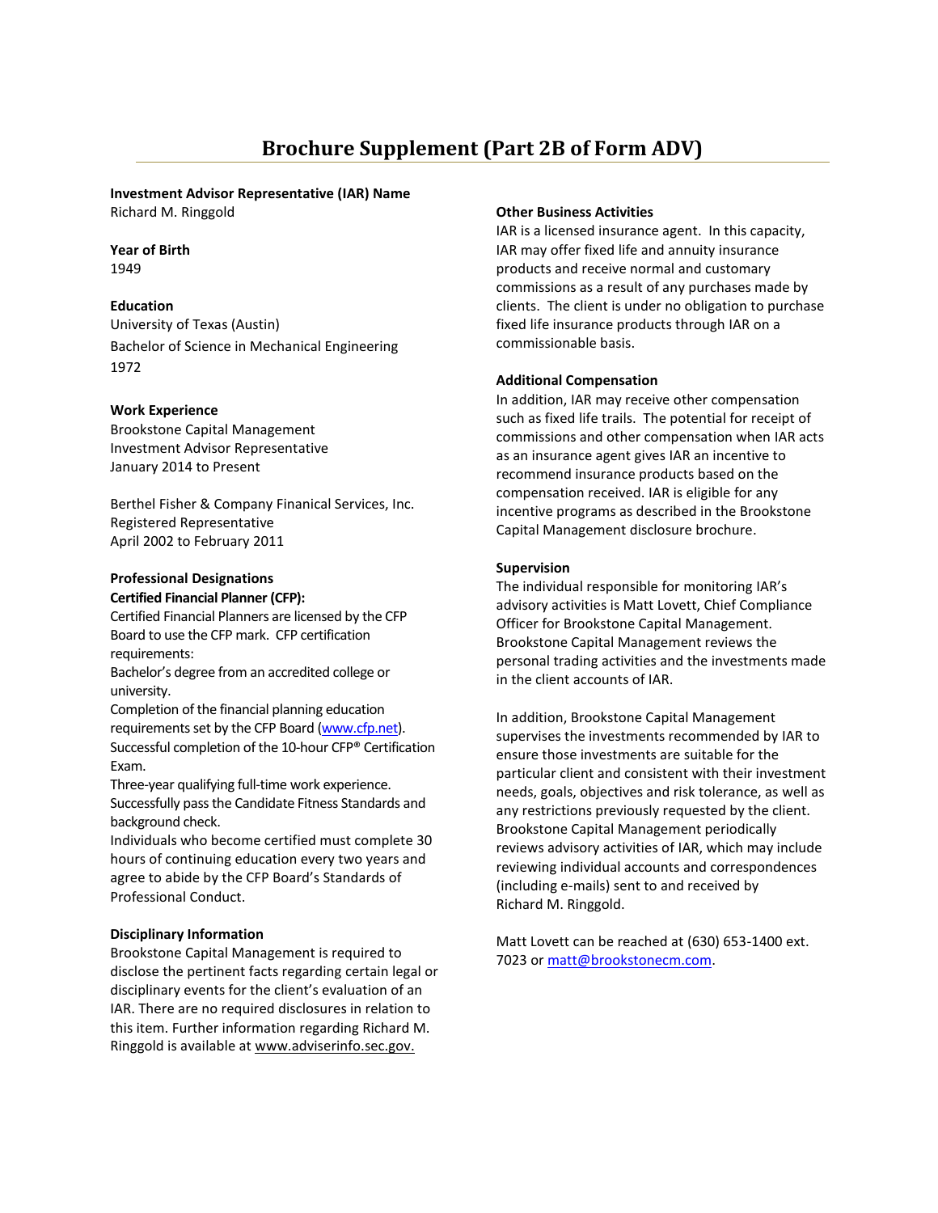# Brochure Supplement (Part 2B of Form ADV)

**Investment Advisor Representative (IAR) Name**
Richard M. Ringgold

**Year of Birth**
1949

**Education**
University of Texas (Austin)
Bachelor of Science in Mechanical Engineering
1972

**Work Experience**
Brookstone Capital Management
Investment Advisor Representative
January 2014 to Present

Berthel Fisher & Company Fanical Services, Inc.
Registered Representative
April 2002 to February 2011

**Professional Designations**

**Certified Financial Planner (CFP):**
Certified Financial Planners are licensed by the CFP Board to use the CFP mark. CFP certification requirements:
Bachelor's degree from an accredited college or university.
Completion of the financial planning education requirements set by the CFP Board (www.cfp.net).
Successful completion of the 10-hour CFP® Certification Exam.
Three-year qualifying full-time work experience.
Successfully pass the Candidate Fitness Standards and background check.
Individuals who become certified must complete 30 hours of continuing education every two years and agree to abide by the CFP Board's Standards of Professional Conduct.

**Disciplinary Information**
Brookstone Capital Management is required to disclose the pertinent facts regarding certain legal or disciplinary events for the client's evaluation of an IAR. There are no required disclosures in relation to this item. Further information regarding Richard M. Ringgold is available at www.adviserinfo.sec.gov.

**Other Business Activities**
IAR is a licensed insurance agent. In this capacity, IAR may offer fixed life and annuity insurance products and receive normal and customary commissions as a result of any purchases made by clients. The client is under no obligation to purchase fixed life insurance products through IAR on a commissionable basis.

**Additional Compensation**
In addition, IAR may receive other compensation such as fixed life trails. The potential for receipt of commissions and other compensation when IAR acts as an insurance agent gives IAR an incentive to recommend insurance products based on the compensation received. IAR is eligible for any incentive programs as described in the Brookstone Capital Management disclosure brochure.

**Supervision**
The individual responsible for monitoring IAR's advisory activities is Matt Lovett, Chief Compliance Officer for Brookstone Capital Management. Brookstone Capital Management reviews the personal trading activities and the investments made in the client accounts of IAR.

In addition, Brookstone Capital Management supervises the investments recommended by IAR to ensure those investments are suitable for the particular client and consistent with their investment needs, goals, objectives and risk tolerance, as well as any restrictions previously requested by the client. Brookstone Capital Management periodically reviews advisory activities of IAR, which may include reviewing individual accounts and correspondences (including e-mails) sent to and received by Richard M. Ringgold.

Matt Lovett can be reached at (630) 653-1400 ext. 7023 or matt@brookstonecm.com.